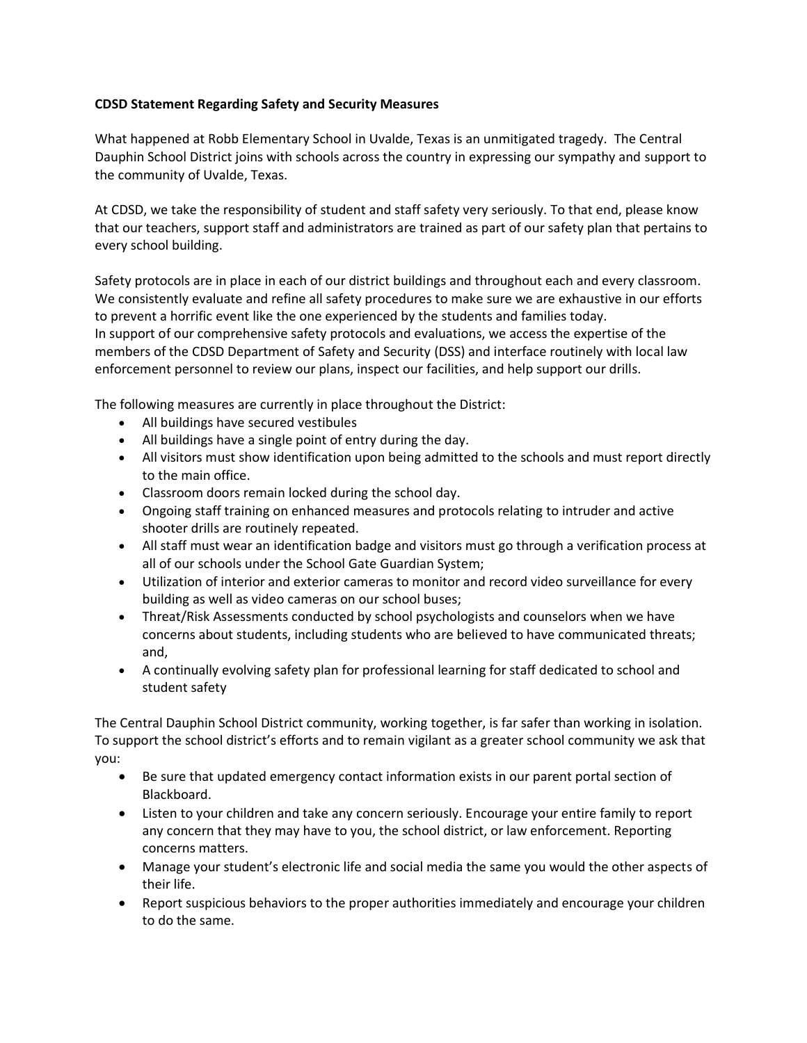**CDSD Statement Regarding Safety and Security Measures**

What happened at Robb Elementary School in Uvalde, Texas is an unmitigated tragedy. The Central Dauphin School District joins with schools across the country in expressing our sympathy and support to the community of Uvalde, Texas.

At CDSD, we take the responsibility of student and staff safety very seriously. To that end, please know that our teachers, support staff and administrators are trained as part of our safety plan that pertains to every school building.

Safety protocols are in place in each of our district buildings and throughout each and every classroom. We consistently evaluate and refine all safety procedures to make sure we are exhaustive in our efforts to prevent a horrific event like the one experienced by the students and families today.
In support of our comprehensive safety protocols and evaluations, we access the expertise of the members of the CDSD Department of Safety and Security (DSS) and interface routinely with local law enforcement personnel to review our plans, inspect our facilities, and help support our drills.

The following measures are currently in place throughout the District:

- All buildings have secured vestibules
- All buildings have a single point of entry during the day.
- All visitors must show identification upon being admitted to the schools and must report directly to the main office.
- Classroom doors remain locked during the school day.
- Ongoing staff training on enhanced measures and protocols relating to intruder and active shooter drills are routinely repeated.
- All staff must wear an identification badge and visitors must go through a verification process at all of our schools under the School Gate Guardian System;
- Utilization of interior and exterior cameras to monitor and record video surveillance for every building as well as video cameras on our school buses;
- Threat/Risk Assessments conducted by school psychologists and counselors when we have concerns about students, including students who are believed to have communicated threats; and,
- A continually evolving safety plan for professional learning for staff dedicated to school and student safety

The Central Dauphin School District community, working together, is far safer than working in isolation. To support the school district's efforts and to remain vigilant as a greater school community we ask that you:

- Be sure that updated emergency contact information exists in our parent portal section of Blackboard.
- Listen to your children and take any concern seriously. Encourage your entire family to report any concern that they may have to you, the school district, or law enforcement. Reporting concerns matters.
- Manage your student's electronic life and social media the same you would the other aspects of their life.
- Report suspicious behaviors to the proper authorities immediately and encourage your children to do the same.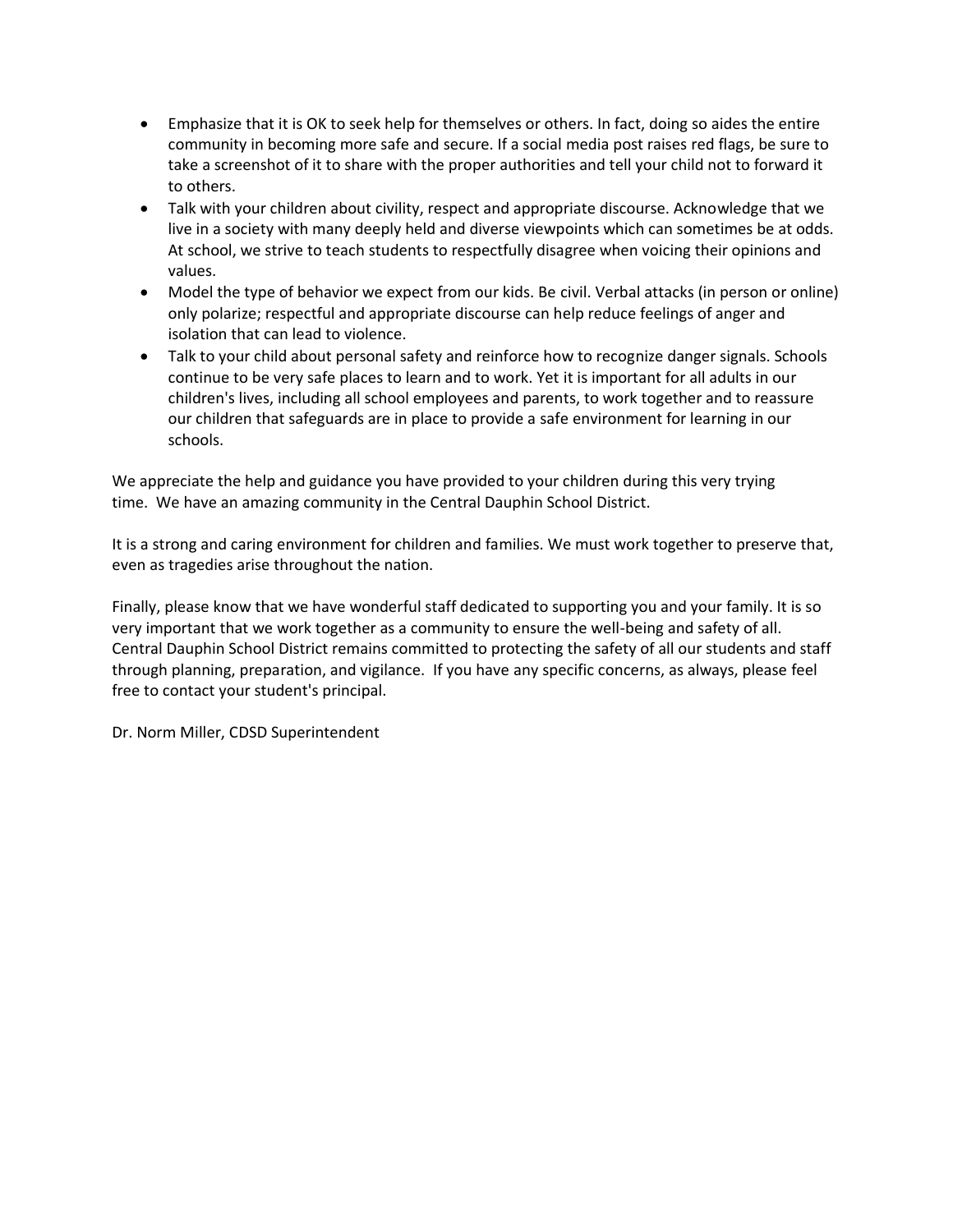- Emphasize that it is OK to seek help for themselves or others. In fact, doing so aides the entire community in becoming more safe and secure. If a social media post raises red flags, be sure to take a screenshot of it to share with the proper authorities and tell your child not to forward it to others.
- Talk with your children about civility, respect and appropriate discourse. Acknowledge that we live in a society with many deeply held and diverse viewpoints which can sometimes be at odds. At school, we strive to teach students to respectfully disagree when voicing their opinions and values.
- Model the type of behavior we expect from our kids. Be civil. Verbal attacks (in person or online) only polarize; respectful and appropriate discourse can help reduce feelings of anger and isolation that can lead to violence.
- Talk to your child about personal safety and reinforce how to recognize danger signals. Schools continue to be very safe places to learn and to work. Yet it is important for all adults in our children's lives, including all school employees and parents, to work together and to reassure our children that safeguards are in place to provide a safe environment for learning in our schools.

We appreciate the help and guidance you have provided to your children during this very trying time. We have an amazing community in the Central Dauphin School District.

It is a strong and caring environment for children and families. We must work together to preserve that, even as tragedies arise throughout the nation.

Finally, please know that we have wonderful staff dedicated to supporting you and your family. It is so very important that we work together as a community to ensure the well-being and safety of all. Central Dauphin School District remains committed to protecting the safety of all our students and staff through planning, preparation, and vigilance. If you have any specific concerns, as always, please feel free to contact your student's principal.

Dr. Norm Miller, CDSD Superintendent